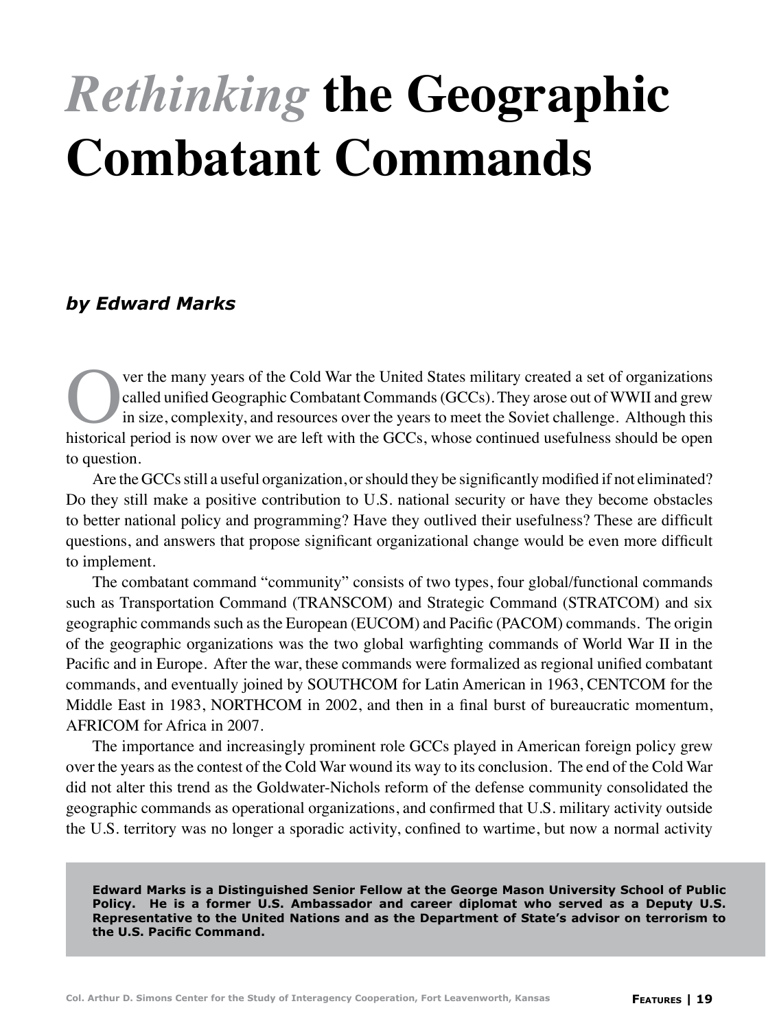# *Rethinking* the Geographic Combatant Commands

***by Edward Marks***

Over the many years of the Cold War the United States military created a set of organizations called unified Geographic Combatant Commands (GCCs). They arose out of WWII and grew in size, complexity, and resources over the years to meet the Soviet challenge. Although this historical period is now over we are left with the GCCs, whose continued usefulness should be open to question.

Are the GCCs still a useful organization, or should they be significantly modified if not eliminated? Do they still make a positive contribution to U.S. national security or have they become obstacles to better national policy and programming? Have they outlived their usefulness? These are difficult questions, and answers that propose significant organizational change would be even more difficult to implement.

The combatant command "community" consists of two types, four global/functional commands such as Transportation Command (TRANSCOM) and Strategic Command (STRATCOM) and six geographic commands such as the European (EUCOM) and Pacific (PACOM) commands. The origin of the geographic organizations was the two global warfighting commands of World War II in the Pacific and in Europe. After the war, these commands were formalized as regional unified combatant commands, and eventually joined by SOUTHCOM for Latin American in 1963, CENTCOM for the Middle East in 1983, NORTHCOM in 2002, and then in a final burst of bureaucratic momentum, AFRICOM for Africa in 2007.

The importance and increasingly prominent role GCCs played in American foreign policy grew over the years as the contest of the Cold War wound its way to its conclusion. The end of the Cold War did not alter this trend as the Goldwater-Nichols reform of the defense community consolidated the geographic commands as operational organizations, and confirmed that U.S. military activity outside the U.S. territory was no longer a sporadic activity, confined to wartime, but now a normal activity

**Edward Marks is a Distinguished Senior Fellow at the George Mason University School of Public Policy. He is a former U.S. Ambassador and career diplomat who served as a Deputy U.S. Representative to the United Nations and as the Department of State's advisor on terrorism to the U.S. Pacific Command.**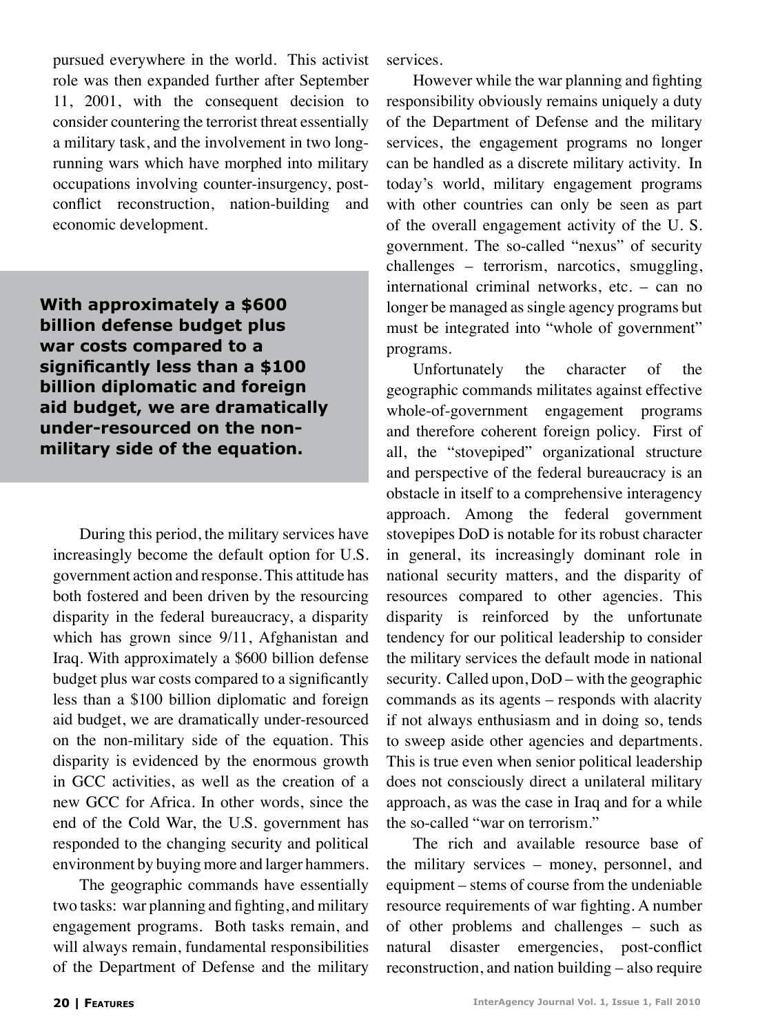pursued everywhere in the world. This activist role was then expanded further after September 11, 2001, with the consequent decision to consider countering the terrorist threat essentially a military task, and the involvement in two long-running wars which have morphed into military occupations involving counter-insurgency, post-conflict reconstruction, nation-building and economic development.

**With approximately a $600 billion defense budget plus war costs compared to a significantly less than a $100 billion diplomatic and foreign aid budget, we are dramatically under-resourced on the non-military side of the equation.**

During this period, the military services have increasingly become the default option for U.S. government action and response. This attitude has both fostered and been driven by the resourcing disparity in the federal bureaucracy, a disparity which has grown since 9/11, Afghanistan and Iraq. With approximately a $600 billion defense budget plus war costs compared to a significantly less than a $100 billion diplomatic and foreign aid budget, we are dramatically under-resourced on the non-military side of the equation. This disparity is evidenced by the enormous growth in GCC activities, as well as the creation of a new GCC for Africa. In other words, since the end of the Cold War, the U.S. government has responded to the changing security and political environment by buying more and larger hammers.

The geographic commands have essentially two tasks: war planning and fighting, and military engagement programs. Both tasks remain, and will always remain, fundamental responsibilities of the Department of Defense and the military services.

However while the war planning and fighting responsibility obviously remains uniquely a duty of the Department of Defense and the military services, the engagement programs no longer can be handled as a discrete military activity. In today's world, military engagement programs with other countries can only be seen as part of the overall engagement activity of the U. S. government. The so-called "nexus" of security challenges – terrorism, narcotics, smuggling, international criminal networks, etc. – can no longer be managed as single agency programs but must be integrated into "whole of government" programs.

Unfortunately the character of the geographic commands militates against effective whole-of-government engagement programs and therefore coherent foreign policy. First of all, the "stovepiped" organizational structure and perspective of the federal bureaucracy is an obstacle in itself to a comprehensive interagency approach. Among the federal government stovepipes DoD is notable for its robust character in general, its increasingly dominant role in national security matters, and the disparity of resources compared to other agencies. This disparity is reinforced by the unfortunate tendency for our political leadership to consider the military services the default mode in national security. Called upon, DoD – with the geographic commands as its agents – responds with alacrity if not always enthusiasm and in doing so, tends to sweep aside other agencies and departments. This is true even when senior political leadership does not consciously direct a unilateral military approach, as was the case in Iraq and for a while the so-called "war on terrorism."

The rich and available resource base of the military services – money, personnel, and equipment – stems of course from the undeniable resource requirements of war fighting. A number of other problems and challenges – such as natural disaster emergencies, post-conflict reconstruction, and nation building – also require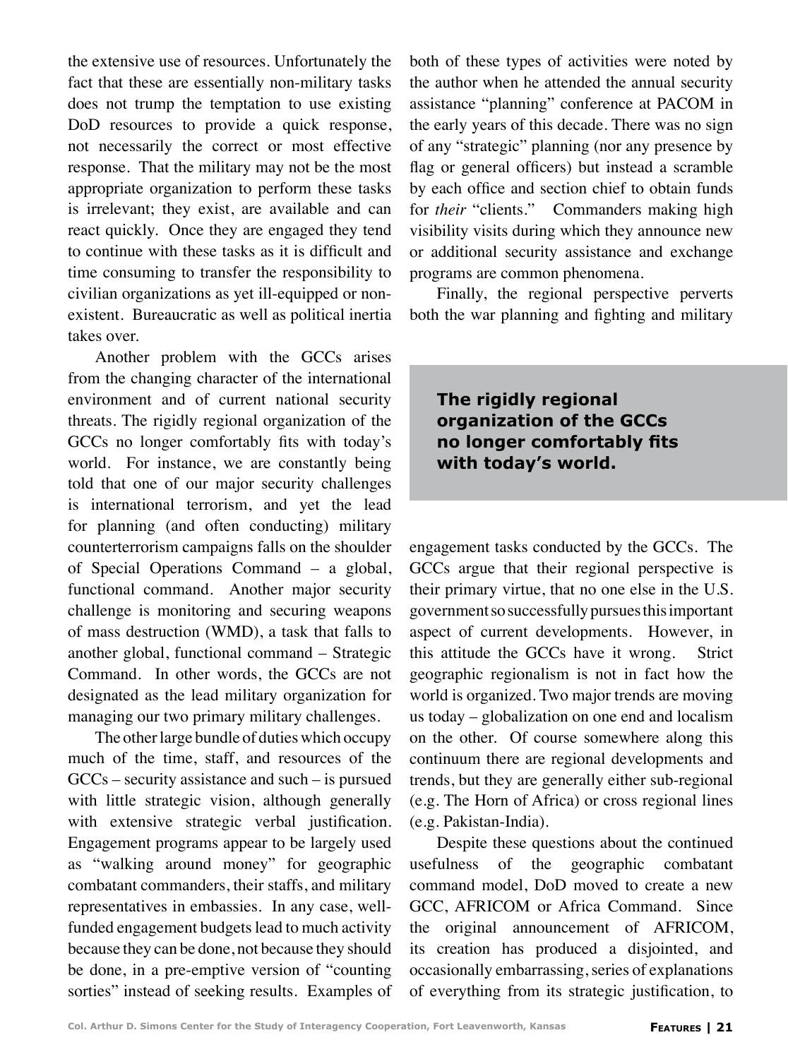the extensive use of resources. Unfortunately the fact that these are essentially non-military tasks does not trump the temptation to use existing DoD resources to provide a quick response, not necessarily the correct or most effective response. That the military may not be the most appropriate organization to perform these tasks is irrelevant; they exist, are available and can react quickly. Once they are engaged they tend to continue with these tasks as it is difficult and time consuming to transfer the responsibility to civilian organizations as yet ill-equipped or non-existent. Bureaucratic as well as political inertia takes over.

Another problem with the GCCs arises from the changing character of the international environment and of current national security threats. The rigidly regional organization of the GCCs no longer comfortably fits with today's world. For instance, we are constantly being told that one of our major security challenges is international terrorism, and yet the lead for planning (and often conducting) military counterterrorism campaigns falls on the shoulder of Special Operations Command – a global, functional command. Another major security challenge is monitoring and securing weapons of mass destruction (WMD), a task that falls to another global, functional command – Strategic Command. In other words, the GCCs are not designated as the lead military organization for managing our two primary military challenges.

The other large bundle of duties which occupy much of the time, staff, and resources of the GCCs – security assistance and such – is pursued with little strategic vision, although generally with extensive strategic verbal justification. Engagement programs appear to be largely used as "walking around money" for geographic combatant commanders, their staffs, and military representatives in embassies. In any case, well-funded engagement budgets lead to much activity because they can be done, not because they should be done, in a pre-emptive version of "counting sorties" instead of seeking results. Examples of both of these types of activities were noted by the author when he attended the annual security assistance "planning" conference at PACOM in the early years of this decade. There was no sign of any "strategic" planning (nor any presence by flag or general officers) but instead a scramble by each office and section chief to obtain funds for *their* "clients." Commanders making high visibility visits during which they announce new or additional security assistance and exchange programs are common phenomena.

Finally, the regional perspective perverts both the war planning and fighting and military engagement tasks conducted by the GCCs. The GCCs argue that their regional perspective is their primary virtue, that no one else in the U.S. government so successfully pursues this important aspect of current developments. However, in this attitude the GCCs have it wrong. Strict geographic regionalism is not in fact how the world is organized. Two major trends are moving us today – globalization on one end and localism on the other. Of course somewhere along this continuum there are regional developments and trends, but they are generally either sub-regional (e.g. The Horn of Africa) or cross regional lines (e.g. Pakistan-India).

**The rigidly regional organization of the GCCs no longer comfortably fits with today's world.**

Despite these questions about the continued usefulness of the geographic combatant command model, DoD moved to create a new GCC, AFRICOM or Africa Command. Since the original announcement of AFRICOM, its creation has produced a disjointed, and occasionally embarrassing, series of explanations of everything from its strategic justification, to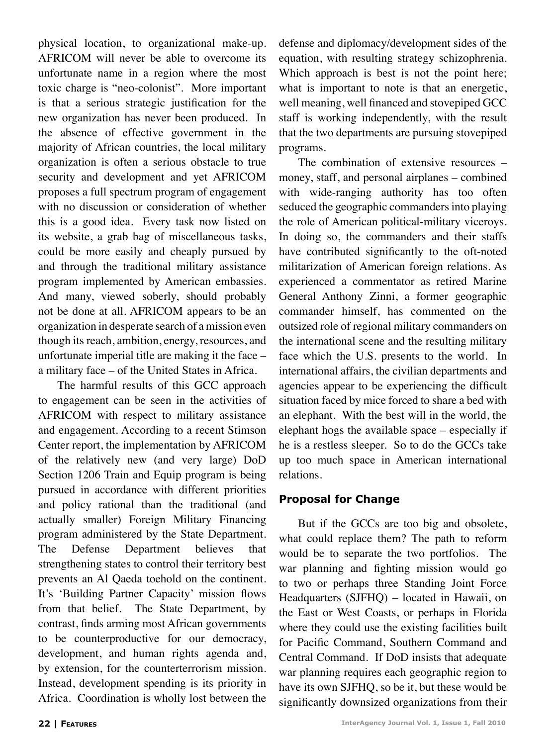physical location, to organizational make-up. AFRICOM will never be able to overcome its unfortunate name in a region where the most toxic charge is "neo-colonist". More important is that a serious strategic justification for the new organization has never been produced. In the absence of effective government in the majority of African countries, the local military organization is often a serious obstacle to true security and development and yet AFRICOM proposes a full spectrum program of engagement with no discussion or consideration of whether this is a good idea. Every task now listed on its website, a grab bag of miscellaneous tasks, could be more easily and cheaply pursued by and through the traditional military assistance program implemented by American embassies. And many, viewed soberly, should probably not be done at all. AFRICOM appears to be an organization in desperate search of a mission even though its reach, ambition, energy, resources, and unfortunate imperial title are making it the face – a military face – of the United States in Africa.

The harmful results of this GCC approach to engagement can be seen in the activities of AFRICOM with respect to military assistance and engagement. According to a recent Stimson Center report, the implementation by AFRICOM of the relatively new (and very large) DoD Section 1206 Train and Equip program is being pursued in accordance with different priorities and policy rational than the traditional (and actually smaller) Foreign Military Financing program administered by the State Department. The Defense Department believes that strengthening states to control their territory best prevents an Al Qaeda toehold on the continent. It's 'Building Partner Capacity' mission flows from that belief. The State Department, by contrast, finds arming most African governments to be counterproductive for our democracy, development, and human rights agenda and, by extension, for the counterterrorism mission. Instead, development spending is its priority in Africa. Coordination is wholly lost between the defense and diplomacy/development sides of the equation, with resulting strategy schizophrenia. Which approach is best is not the point here; what is important to note is that an energetic, well meaning, well financed and stovepiped GCC staff is working independently, with the result that the two departments are pursuing stovepiped programs.

The combination of extensive resources – money, staff, and personal airplanes – combined with wide-ranging authority has too often seduced the geographic commanders into playing the role of American political-military viceroys. In doing so, the commanders and their staffs have contributed significantly to the oft-noted militarization of American foreign relations. As experienced a commentator as retired Marine General Anthony Zinni, a former geographic commander himself, has commented on the outsized role of regional military commanders on the international scene and the resulting military face which the U.S. presents to the world. In international affairs, the civilian departments and agencies appear to be experiencing the difficult situation faced by mice forced to share a bed with an elephant. With the best will in the world, the elephant hogs the available space – especially if he is a restless sleeper. So to do the GCCs take up too much space in American international relations.

## Proposal for Change

But if the GCCs are too big and obsolete, what could replace them? The path to reform would be to separate the two portfolios. The war planning and fighting mission would go to two or perhaps three Standing Joint Force Headquarters (SJFHQ) – located in Hawaii, on the East or West Coasts, or perhaps in Florida where they could use the existing facilities built for Pacific Command, Southern Command and Central Command. If DoD insists that adequate war planning requires each geographic region to have its own SJFHQ, so be it, but these would be significantly downsized organizations from their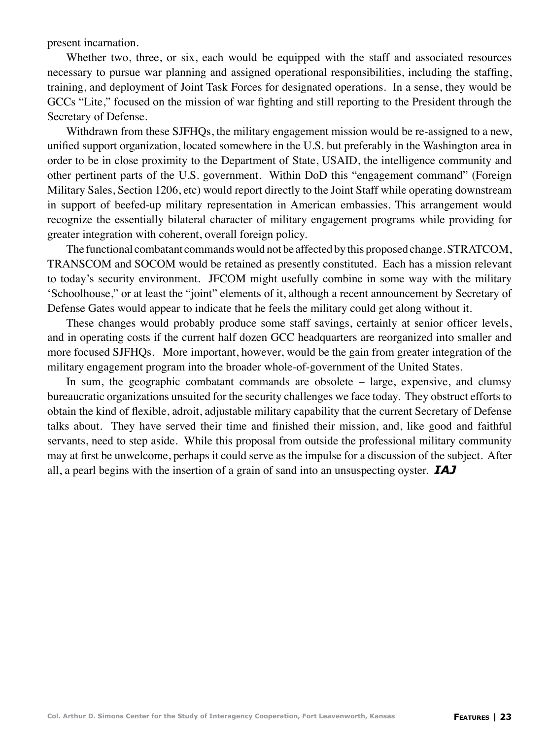present incarnation.

Whether two, three, or six, each would be equipped with the staff and associated resources necessary to pursue war planning and assigned operational responsibilities, including the staffing, training, and deployment of Joint Task Forces for designated operations. In a sense, they would be GCCs "Lite," focused on the mission of war fighting and still reporting to the President through the Secretary of Defense.

Withdrawn from these SJFHQs, the military engagement mission would be re-assigned to a new, unified support organization, located somewhere in the U.S. but preferably in the Washington area in order to be in close proximity to the Department of State, USAID, the intelligence community and other pertinent parts of the U.S. government. Within DoD this "engagement command" (Foreign Military Sales, Section 1206, etc) would report directly to the Joint Staff while operating downstream in support of beefed-up military representation in American embassies. This arrangement would recognize the essentially bilateral character of military engagement programs while providing for greater integration with coherent, overall foreign policy.

The functional combatant commands would not be affected by this proposed change. STRATCOM, TRANSCOM and SOCOM would be retained as presently constituted. Each has a mission relevant to today's security environment. JFCOM might usefully combine in some way with the military 'Schoolhouse," or at least the "joint" elements of it, although a recent announcement by Secretary of Defense Gates would appear to indicate that he feels the military could get along without it.

These changes would probably produce some staff savings, certainly at senior officer levels, and in operating costs if the current half dozen GCC headquarters are reorganized into smaller and more focused SJFHQs. More important, however, would be the gain from greater integration of the military engagement program into the broader whole-of-government of the United States.

In sum, the geographic combatant commands are obsolete – large, expensive, and clumsy bureaucratic organizations unsuited for the security challenges we face today. They obstruct efforts to obtain the kind of flexible, adroit, adjustable military capability that the current Secretary of Defense talks about. They have served their time and finished their mission, and, like good and faithful servants, need to step aside. While this proposal from outside the professional military community may at first be unwelcome, perhaps it could serve as the impulse for a discussion of the subject. After all, a pearl begins with the insertion of a grain of sand into an unsuspecting oyster. ***IAJ***